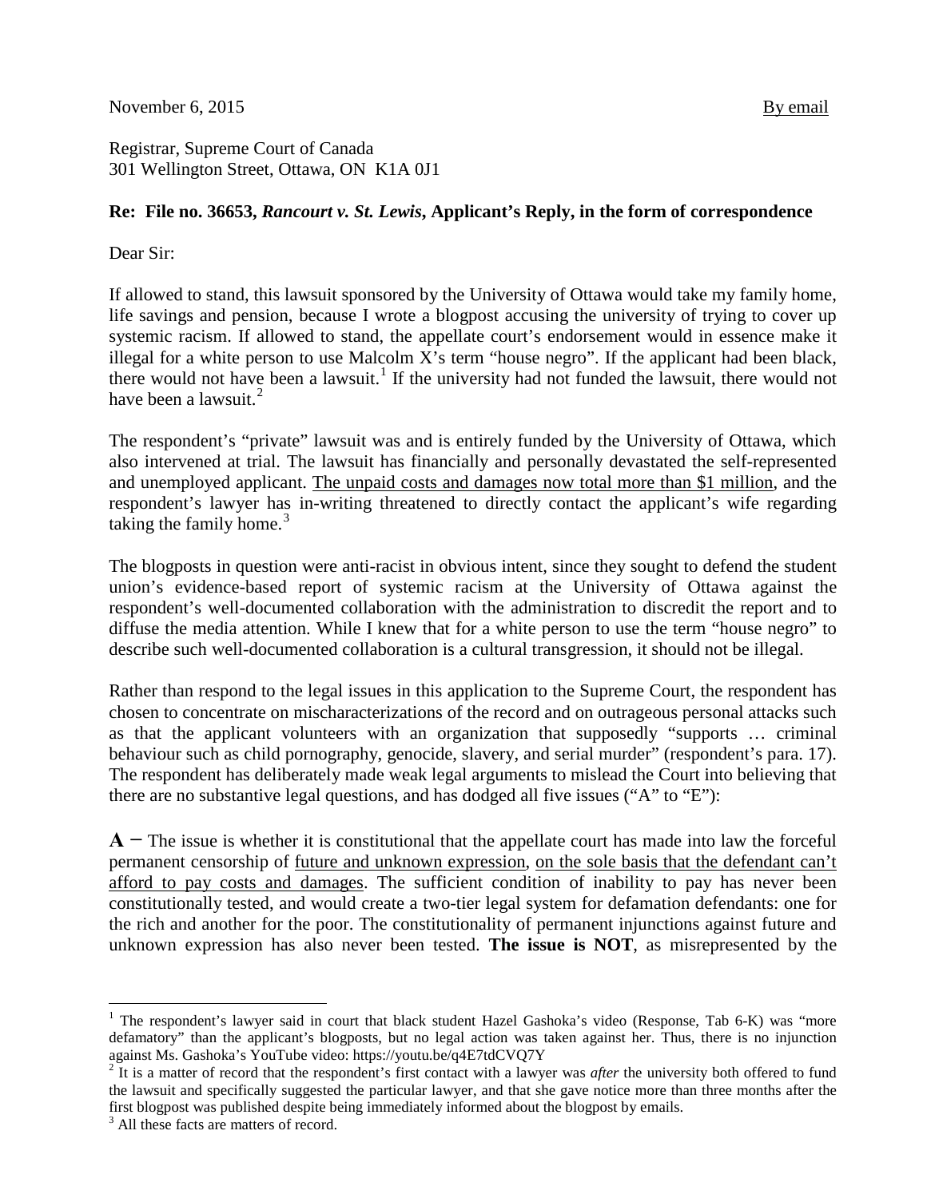November 6, 2015 <u>By email</u>

Registrar, Supreme Court of Canada
301 Wellington Street, Ottawa, ON K1A 0J1

**Re: File no. 36653, *Rancourt v. St. Lewis*, Applicant's Reply, in the form of correspondence**

Dear Sir:

If allowed to stand, this lawsuit sponsored by the University of Ottawa would take my family home, life savings and pension, because I wrote a blogpost accusing the university of trying to cover up systemic racism. If allowed to stand, the appellate court's endorsement would in essence make it illegal for a white person to use Malcolm X's term "house negro". If the applicant had been black, there would not have been a lawsuit.[1] If the university had not funded the lawsuit, there would not have been a lawsuit.[2]

The respondent's "private" lawsuit was and is entirely funded by the University of Ottawa, which also intervened at trial. The lawsuit has financially and personally devastated the self-represented and unemployed applicant. <u>The unpaid costs and damages now total more than $1 million</u>, and the respondent's lawyer has in-writing threatened to directly contact the applicant's wife regarding taking the family home.[3]

The blogposts in question were anti-racist in obvious intent, since they sought to defend the student union's evidence-based report of systemic racism at the University of Ottawa against the respondent's well-documented collaboration with the administration to discredit the report and to diffuse the media attention. While I knew that for a white person to use the term "house negro" to describe such well-documented collaboration is a cultural transgression, it should not be illegal.

Rather than respond to the legal issues in this application to the Supreme Court, the respondent has chosen to concentrate on mischaracterizations of the record and on outrageous personal attacks such as that the applicant volunteers with an organization that supposedly "supports … criminal behaviour such as child pornography, genocide, slavery, and serial murder" (respondent's para. 17). The respondent has deliberately made weak legal arguments to mislead the Court into believing that there are no substantive legal questions, and has dodged all five issues ("A" to "E"):

**A –** The issue is whether it is constitutional that the appellate court has made into law the forceful permanent censorship of <u>future and unknown expression</u>, <u>on the sole basis that the defendant can't afford to pay costs and damages</u>. The sufficient condition of inability to pay has never been constitutionally tested, and would create a two-tier legal system for defamation defendants: one for the rich and another for the poor. The constitutionality of permanent injunctions against future and unknown expression has also never been tested. **The issue is NOT**, as misrepresented by the

---

[1] The respondent's lawyer said in court that black student Hazel Gashoka's video (Response, Tab 6-K) was "more defamatory" than the applicant's blogposts, but no legal action was taken against her. Thus, there is no injunction against Ms. Gashoka's YouTube video: https://youtu.be/q4E7tdCVQ7Y

[2] It is a matter of record that the respondent's first contact with a lawyer was *after* the university both offered to fund the lawsuit and specifically suggested the particular lawyer, and that she gave notice more than three months after the first blogpost was published despite being immediately informed about the blogpost by emails.

[3] All these facts are matters of record.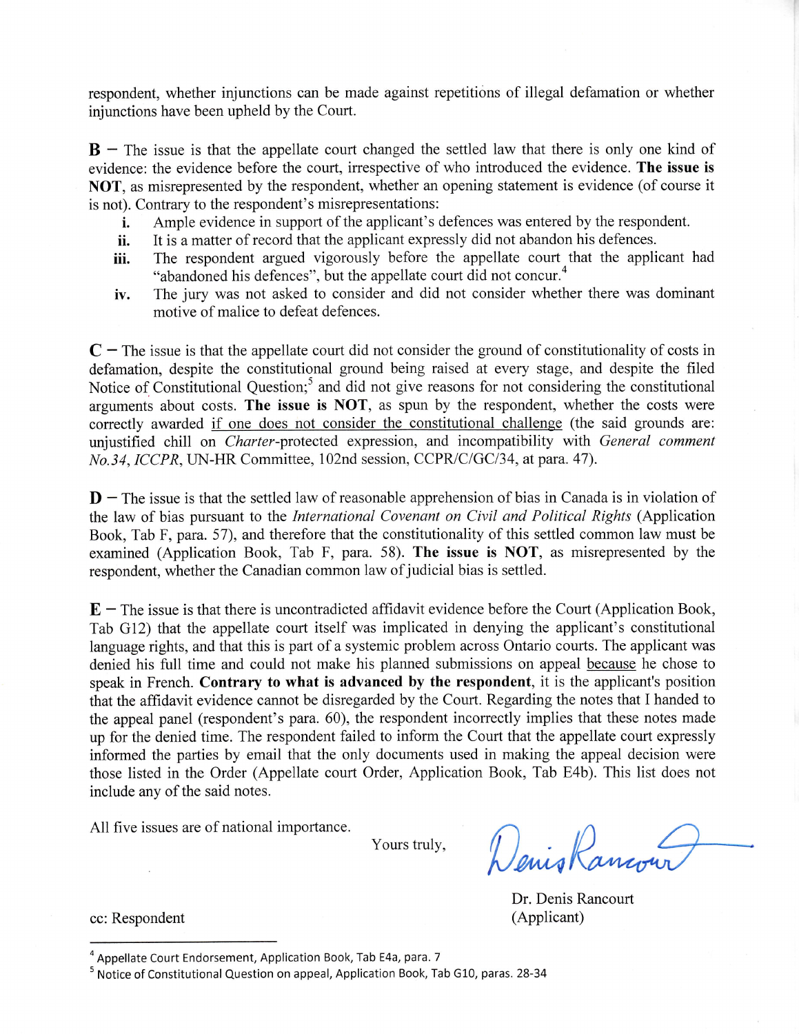respondent, whether injunctions can be made against repetitions of illegal defamation or whether injunctions have been upheld by the Court.

**B** – The issue is that the appellate court changed the settled law that there is only one kind of evidence: the evidence before the court, irrespective of who introduced the evidence. **The issue is NOT**, as misrepresented by the respondent, whether an opening statement is evidence (of course it is not). Contrary to the respondent's misrepresentations:

- **i.** Ample evidence in support of the applicant's defences was entered by the respondent.
- **ii.** It is a matter of record that the applicant expressly did not abandon his defences.
- **iii.** The respondent argued vigorously before the appellate court that the applicant had "abandoned his defences", but the appellate court did not concur.[4]
- **iv.** The jury was not asked to consider and did not consider whether there was dominant motive of malice to defeat defences.

**C** – The issue is that the appellate court did not consider the ground of constitutionality of costs in defamation, despite the constitutional ground being raised at every stage, and despite the filed Notice of Constitutional Question;[5] and did not give reasons for not considering the constitutional arguments about costs. **The issue is NOT**, as spun by the respondent, whether the costs were correctly awarded <u>if one does not consider the constitutional challenge</u> (the said grounds are: unjustified chill on *Charter*-protected expression, and incompatibility with *General comment No.34, ICCPR*, UN-HR Committee, 102nd session, CCPR/C/GC/34, at para. 47).

**D** – The issue is that the settled law of reasonable apprehension of bias in Canada is in violation of the law of bias pursuant to the *International Covenant on Civil and Political Rights* (Application Book, Tab F, para. 57), and therefore that the constitutionality of this settled common law must be examined (Application Book, Tab F, para. 58). **The issue is NOT**, as misrepresented by the respondent, whether the Canadian common law of judicial bias is settled.

**E** – The issue is that there is uncontradicted affidavit evidence before the Court (Application Book, Tab G12) that the appellate court itself was implicated in denying the applicant's constitutional language rights, and that this is part of a systemic problem across Ontario courts. The applicant was denied his full time and could not make his planned submissions on appeal <u>because</u> he chose to speak in French. **Contrary to what is advanced by the respondent**, it is the applicant's position that the affidavit evidence cannot be disregarded by the Court. Regarding the notes that I handed to the appeal panel (respondent's para. 60), the respondent incorrectly implies that these notes made up for the denied time. The respondent failed to inform the Court that the appellate court expressly informed the parties by email that the only documents used in making the appeal decision were those listed in the Order (Appellate court Order, Application Book, Tab E4b). This list does not include any of the said notes.

All five issues are of national importance.

Yours truly,

Denis Rancourt

Dr. Denis Rancourt
(Applicant)

cc: Respondent

---

[4] Appellate Court Endorsement, Application Book, Tab E4a, para. 7

[5] Notice of Constitutional Question on appeal, Application Book, Tab G10, paras. 28-34